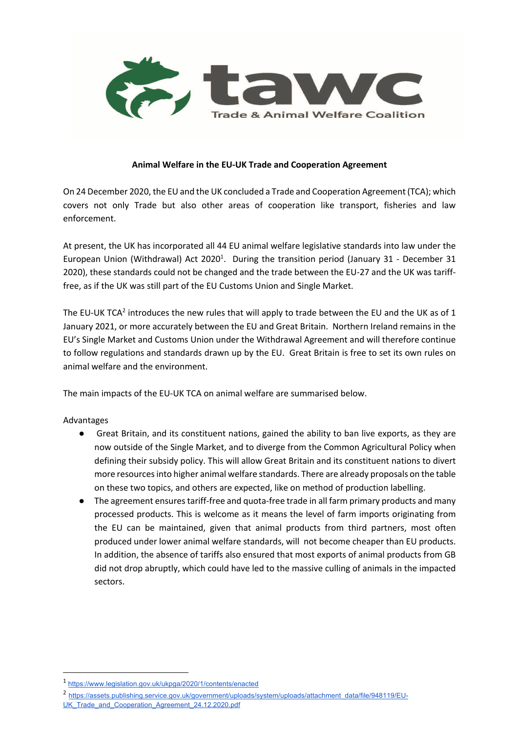tawc

Trade & Animal Welfare Coalition

**Animal Welfare in the EU-UK Trade and Cooperation Agreement**

On 24 December 2020, the EU and the UK concluded a Trade and Cooperation Agreement (TCA); which covers not only Trade but also other areas of cooperation like transport, fisheries and law enforcement.

At present, the UK has incorporated all 44 EU animal welfare legislative standards into law under the European Union (Withdrawal) Act 2020[1]. During the transition period (January 31 - December 31 2020), these standards could not be changed and the trade between the EU-27 and the UK was tariff-free, as if the UK was still part of the EU Customs Union and Single Market.

The EU-UK TCA[2] introduces the new rules that will apply to trade between the EU and the UK as of 1 January 2021, or more accurately between the EU and Great Britain. Northern Ireland remains in the EU's Single Market and Customs Union under the Withdrawal Agreement and will therefore continue to follow regulations and standards drawn up by the EU. Great Britain is free to set its own rules on animal welfare and the environment.

The main impacts of the EU-UK TCA on animal welfare are summarised below.

Advantages

- Great Britain, and its constituent nations, gained the ability to ban live exports, as they are now outside of the Single Market, and to diverge from the Common Agricultural Policy when defining their subsidy policy. This will allow Great Britain and its constituent nations to divert more resources into higher animal welfare standards. There are already proposals on the table on these two topics, and others are expected, like on method of production labelling.
- The agreement ensures tariff-free and quota-free trade in all farm primary products and many processed products. This is welcome as it means the level of farm imports originating from the EU can be maintained, given that animal products from third partners, most often produced under lower animal welfare standards, will not become cheaper than EU products. In addition, the absence of tariffs also ensured that most exports of animal products from GB did not drop abruptly, which could have led to the massive culling of animals in the impacted sectors.

[1] https://www.legislation.gov.uk/ukpga/2020/1/contents/enacted

[2] https://assets.publishing.service.gov.uk/government/uploads/system/uploads/attachment_data/file/948119/EU-UK_Trade_and_Cooperation_Agreement_24.12.2020.pdf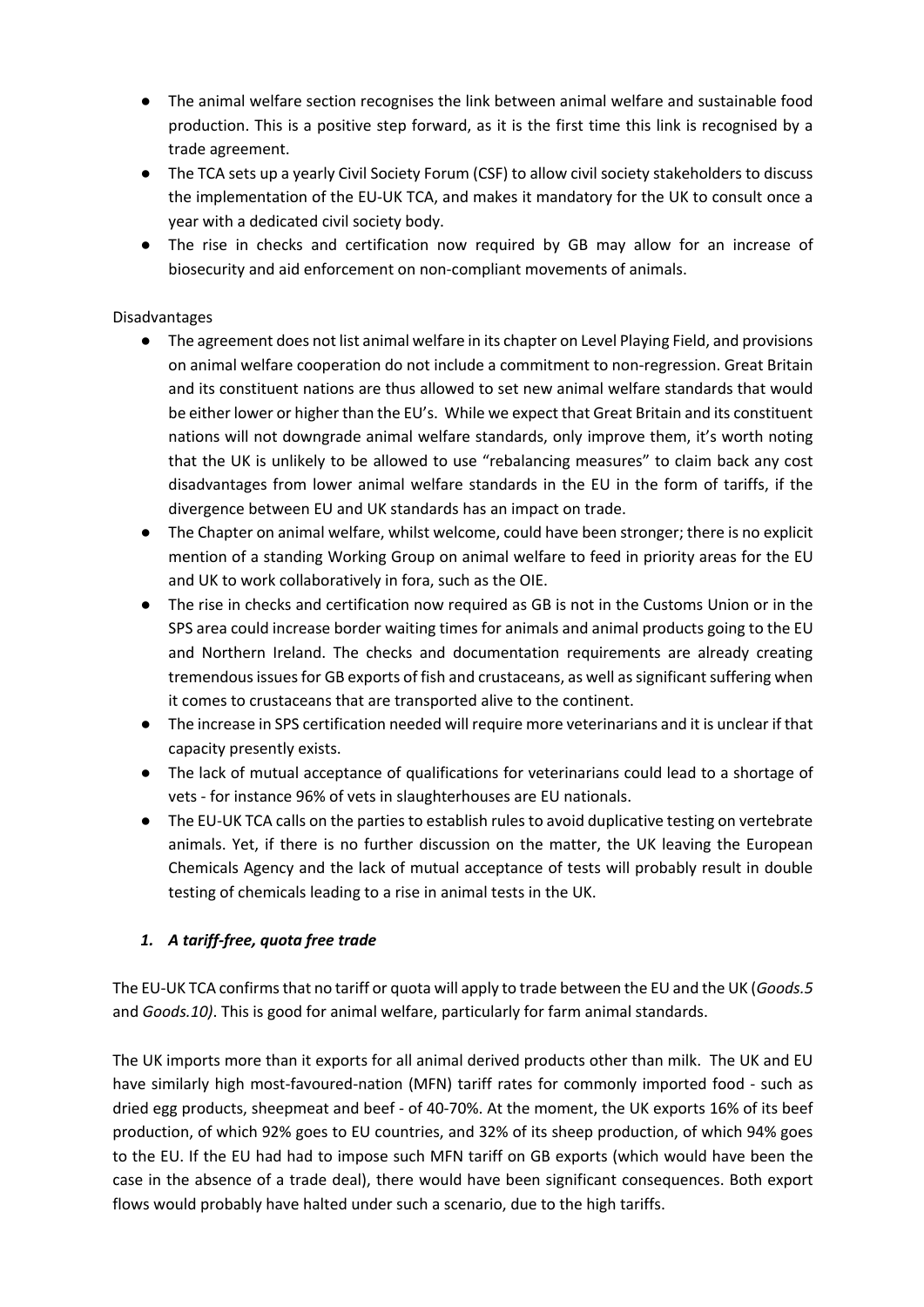- The animal welfare section recognises the link between animal welfare and sustainable food production. This is a positive step forward, as it is the first time this link is recognised by a trade agreement.
- The TCA sets up a yearly Civil Society Forum (CSF) to allow civil society stakeholders to discuss the implementation of the EU-UK TCA, and makes it mandatory for the UK to consult once a year with a dedicated civil society body.
- The rise in checks and certification now required by GB may allow for an increase of biosecurity and aid enforcement on non-compliant movements of animals.

Disadvantages

- The agreement does not list animal welfare in its chapter on Level Playing Field, and provisions on animal welfare cooperation do not include a commitment to non-regression. Great Britain and its constituent nations are thus allowed to set new animal welfare standards that would be either lower or higher than the EU's. While we expect that Great Britain and its constituent nations will not downgrade animal welfare standards, only improve them, it's worth noting that the UK is unlikely to be allowed to use "rebalancing measures" to claim back any cost disadvantages from lower animal welfare standards in the EU in the form of tariffs, if the divergence between EU and UK standards has an impact on trade.
- The Chapter on animal welfare, whilst welcome, could have been stronger; there is no explicit mention of a standing Working Group on animal welfare to feed in priority areas for the EU and UK to work collaboratively in fora, such as the OIE.
- The rise in checks and certification now required as GB is not in the Customs Union or in the SPS area could increase border waiting times for animals and animal products going to the EU and Northern Ireland. The checks and documentation requirements are already creating tremendous issues for GB exports of fish and crustaceans, as well as significant suffering when it comes to crustaceans that are transported alive to the continent.
- The increase in SPS certification needed will require more veterinarians and it is unclear if that capacity presently exists.
- The lack of mutual acceptance of qualifications for veterinarians could lead to a shortage of vets - for instance 96% of vets in slaughterhouses are EU nationals.
- The EU-UK TCA calls on the parties to establish rules to avoid duplicative testing on vertebrate animals. Yet, if there is no further discussion on the matter, the UK leaving the European Chemicals Agency and the lack of mutual acceptance of tests will probably result in double testing of chemicals leading to a rise in animal tests in the UK.

### *1. A tariff-free, quota free trade*

The EU-UK TCA confirms that no tariff or quota will apply to trade between the EU and the UK (*Goods.5* and *Goods.10)*. This is good for animal welfare, particularly for farm animal standards.

The UK imports more than it exports for all animal derived products other than milk. The UK and EU have similarly high most-favoured-nation (MFN) tariff rates for commonly imported food - such as dried egg products, sheepmeat and beef - of 40-70%. At the moment, the UK exports 16% of its beef production, of which 92% goes to EU countries, and 32% of its sheep production, of which 94% goes to the EU. If the EU had had to impose such MFN tariff on GB exports (which would have been the case in the absence of a trade deal), there would have been significant consequences. Both export flows would probably have halted under such a scenario, due to the high tariffs.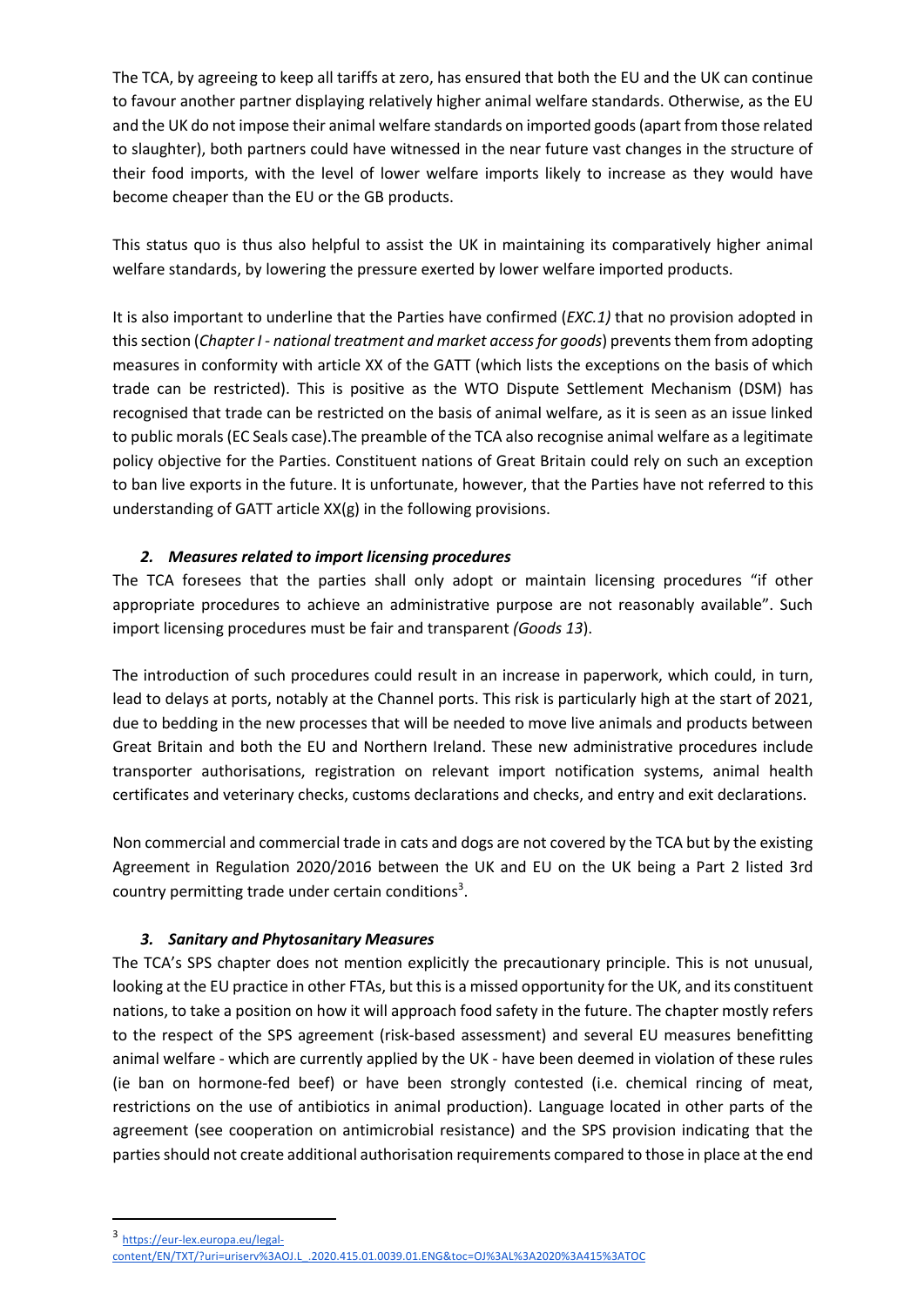The TCA, by agreeing to keep all tariffs at zero, has ensured that both the EU and the UK can continue to favour another partner displaying relatively higher animal welfare standards. Otherwise, as the EU and the UK do not impose their animal welfare standards on imported goods (apart from those related to slaughter), both partners could have witnessed in the near future vast changes in the structure of their food imports, with the level of lower welfare imports likely to increase as they would have become cheaper than the EU or the GB products.

This status quo is thus also helpful to assist the UK in maintaining its comparatively higher animal welfare standards, by lowering the pressure exerted by lower welfare imported products.

It is also important to underline that the Parties have confirmed (*EXC.1)* that no provision adopted in this section (*Chapter I - national treatment and market access for goods*) prevents them from adopting measures in conformity with article XX of the GATT (which lists the exceptions on the basis of which trade can be restricted). This is positive as the WTO Dispute Settlement Mechanism (DSM) has recognised that trade can be restricted on the basis of animal welfare, as it is seen as an issue linked to public morals (EC Seals case).The preamble of the TCA also recognise animal welfare as a legitimate policy objective for the Parties. Constituent nations of Great Britain could rely on such an exception to ban live exports in the future. It is unfortunate, however, that the Parties have not referred to this understanding of GATT article XX(g) in the following provisions.

### *2. Measures related to import licensing procedures*

The TCA foresees that the parties shall only adopt or maintain licensing procedures "if other appropriate procedures to achieve an administrative purpose are not reasonably available". Such import licensing procedures must be fair and transparent *(Goods 13*).

The introduction of such procedures could result in an increase in paperwork, which could, in turn, lead to delays at ports, notably at the Channel ports. This risk is particularly high at the start of 2021, due to bedding in the new processes that will be needed to move live animals and products between Great Britain and both the EU and Northern Ireland. These new administrative procedures include transporter authorisations, registration on relevant import notification systems, animal health certificates and veterinary checks, customs declarations and checks, and entry and exit declarations.

Non commercial and commercial trade in cats and dogs are not covered by the TCA but by the existing Agreement in Regulation 2020/2016 between the UK and EU on the UK being a Part 2 listed 3rd country permitting trade under certain conditions[3].

### *3. Sanitary and Phytosanitary Measures*

The TCA's SPS chapter does not mention explicitly the precautionary principle. This is not unusual, looking at the EU practice in other FTAs, but this is a missed opportunity for the UK, and its constituent nations, to take a position on how it will approach food safety in the future. The chapter mostly refers to the respect of the SPS agreement (risk-based assessment) and several EU measures benefitting animal welfare - which are currently applied by the UK - have been deemed in violation of these rules (ie ban on hormone-fed beef) or have been strongly contested (i.e. chemical rincing of meat, restrictions on the use of antibiotics in animal production). Language located in other parts of the agreement (see cooperation on antimicrobial resistance) and the SPS provision indicating that the parties should not create additional authorisation requirements compared to those in place at the end

---

[3] https://eur-lex.europa.eu/legal-content/EN/TXT/?uri=uriserv%3AOJ.L_.2020.415.01.0039.01.ENG&toc=OJ%3AL%3A2020%3A415%3ATOC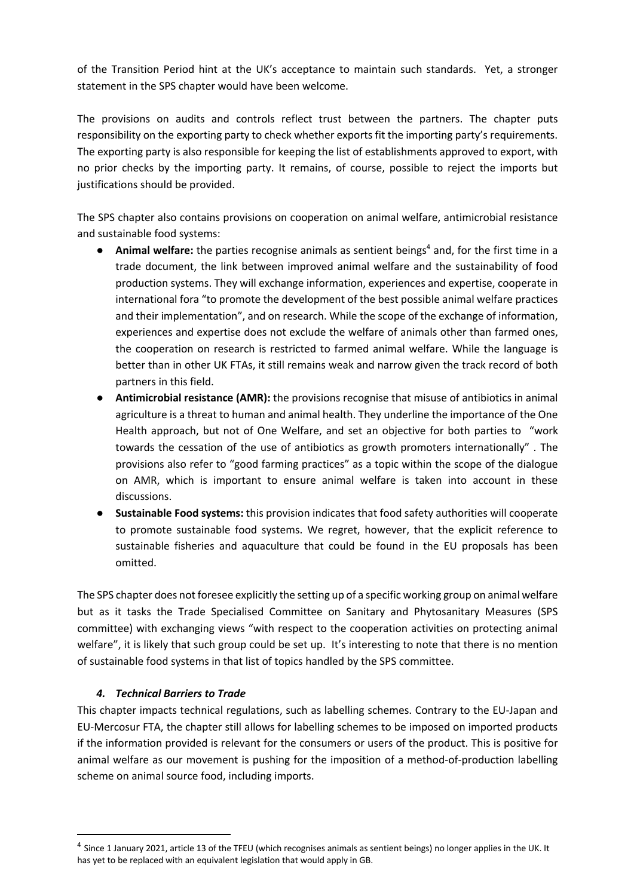of the Transition Period hint at the UK's acceptance to maintain such standards. Yet, a stronger statement in the SPS chapter would have been welcome.

The provisions on audits and controls reflect trust between the partners. The chapter puts responsibility on the exporting party to check whether exports fit the importing party's requirements. The exporting party is also responsible for keeping the list of establishments approved to export, with no prior checks by the importing party. It remains, of course, possible to reject the imports but justifications should be provided.

The SPS chapter also contains provisions on cooperation on animal welfare, antimicrobial resistance and sustainable food systems:

- **Animal welfare:** the parties recognise animals as sentient beings[4] and, for the first time in a trade document, the link between improved animal welfare and the sustainability of food production systems. They will exchange information, experiences and expertise, cooperate in international fora "to promote the development of the best possible animal welfare practices and their implementation", and on research. While the scope of the exchange of information, experiences and expertise does not exclude the welfare of animals other than farmed ones, the cooperation on research is restricted to farmed animal welfare. While the language is better than in other UK FTAs, it still remains weak and narrow given the track record of both partners in this field.
- **Antimicrobial resistance (AMR):** the provisions recognise that misuse of antibiotics in animal agriculture is a threat to human and animal health. They underline the importance of the One Health approach, but not of One Welfare, and set an objective for both parties to "work towards the cessation of the use of antibiotics as growth promoters internationally" . The provisions also refer to "good farming practices" as a topic within the scope of the dialogue on AMR, which is important to ensure animal welfare is taken into account in these discussions.
- **Sustainable Food systems:** this provision indicates that food safety authorities will cooperate to promote sustainable food systems. We regret, however, that the explicit reference to sustainable fisheries and aquaculture that could be found in the EU proposals has been omitted.

The SPS chapter does not foresee explicitly the setting up of a specific working group on animal welfare but as it tasks the Trade Specialised Committee on Sanitary and Phytosanitary Measures (SPS committee) with exchanging views "with respect to the cooperation activities on protecting animal welfare", it is likely that such group could be set up. It's interesting to note that there is no mention of sustainable food systems in that list of topics handled by the SPS committee.

### *4. Technical Barriers to Trade*

This chapter impacts technical regulations, such as labelling schemes. Contrary to the EU-Japan and EU-Mercosur FTA, the chapter still allows for labelling schemes to be imposed on imported products if the information provided is relevant for the consumers or users of the product. This is positive for animal welfare as our movement is pushing for the imposition of a method-of-production labelling scheme on animal source food, including imports.

---

[4] Since 1 January 2021, article 13 of the TFEU (which recognises animals as sentient beings) no longer applies in the UK. It has yet to be replaced with an equivalent legislation that would apply in GB.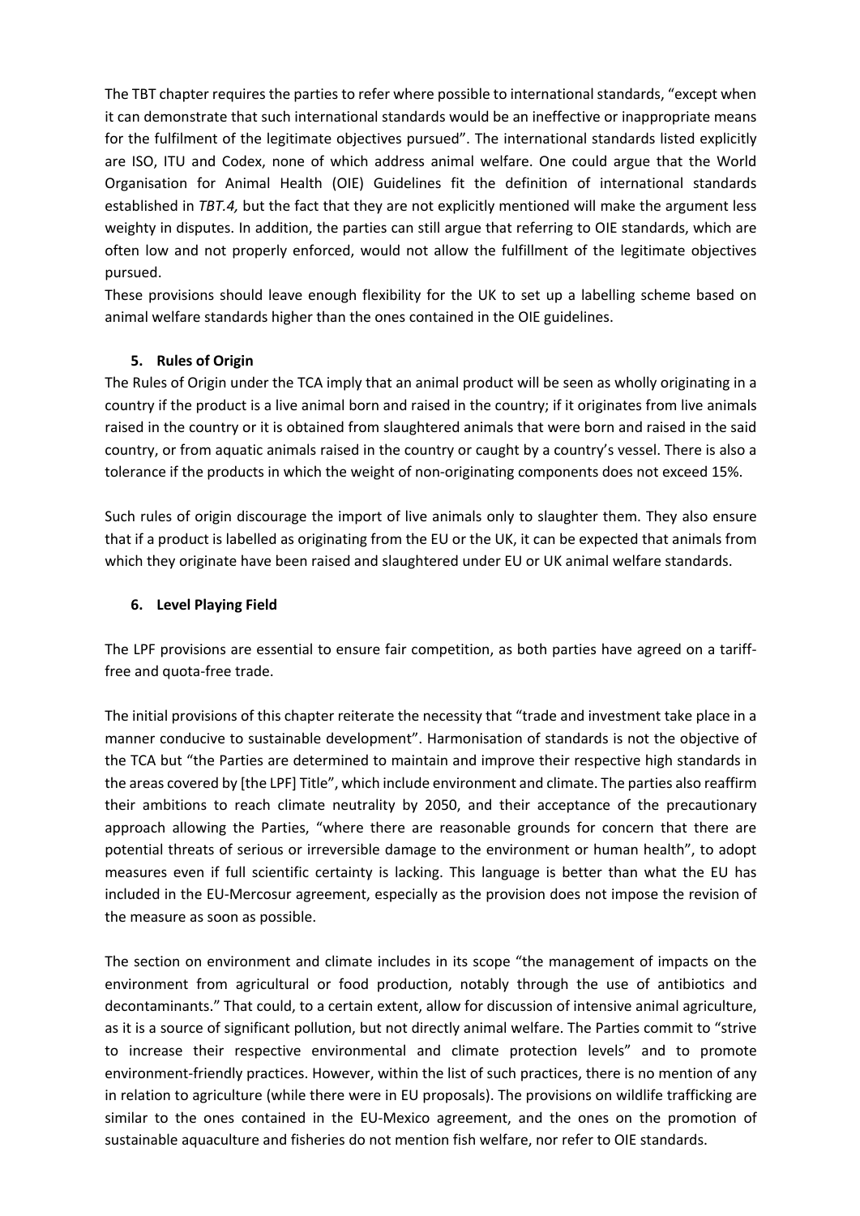The TBT chapter requires the parties to refer where possible to international standards, “except when it can demonstrate that such international standards would be an ineffective or inappropriate means for the fulfilment of the legitimate objectives pursued”. The international standards listed explicitly are ISO, ITU and Codex, none of which address animal welfare. One could argue that the World Organisation for Animal Health (OIE) Guidelines fit the definition of international standards established in *TBT.4,* but the fact that they are not explicitly mentioned will make the argument less weighty in disputes. In addition, the parties can still argue that referring to OIE standards, which are often low and not properly enforced, would not allow the fulfillment of the legitimate objectives pursued.

These provisions should leave enough flexibility for the UK to set up a labelling scheme based on animal welfare standards higher than the ones contained in the OIE guidelines.

### 5. Rules of Origin

The Rules of Origin under the TCA imply that an animal product will be seen as wholly originating in a country if the product is a live animal born and raised in the country; if it originates from live animals raised in the country or it is obtained from slaughtered animals that were born and raised in the said country, or from aquatic animals raised in the country or caught by a country’s vessel. There is also a tolerance if the products in which the weight of non-originating components does not exceed 15%.

Such rules of origin discourage the import of live animals only to slaughter them. They also ensure that if a product is labelled as originating from the EU or the UK, it can be expected that animals from which they originate have been raised and slaughtered under EU or UK animal welfare standards.

### 6. Level Playing Field

The LPF provisions are essential to ensure fair competition, as both parties have agreed on a tariff-free and quota-free trade.

The initial provisions of this chapter reiterate the necessity that “trade and investment take place in a manner conducive to sustainable development”. Harmonisation of standards is not the objective of the TCA but “the Parties are determined to maintain and improve their respective high standards in the areas covered by [the LPF] Title”, which include environment and climate. The parties also reaffirm their ambitions to reach climate neutrality by 2050, and their acceptance of the precautionary approach allowing the Parties, “where there are reasonable grounds for concern that there are potential threats of serious or irreversible damage to the environment or human health”, to adopt measures even if full scientific certainty is lacking. This language is better than what the EU has included in the EU-Mercosur agreement, especially as the provision does not impose the revision of the measure as soon as possible.

The section on environment and climate includes in its scope “the management of impacts on the environment from agricultural or food production, notably through the use of antibiotics and decontaminants.” That could, to a certain extent, allow for discussion of intensive animal agriculture, as it is a source of significant pollution, but not directly animal welfare. The Parties commit to “strive to increase their respective environmental and climate protection levels” and to promote environment-friendly practices. However, within the list of such practices, there is no mention of any in relation to agriculture (while there were in EU proposals). The provisions on wildlife trafficking are similar to the ones contained in the EU-Mexico agreement, and the ones on the promotion of sustainable aquaculture and fisheries do not mention fish welfare, nor refer to OIE standards.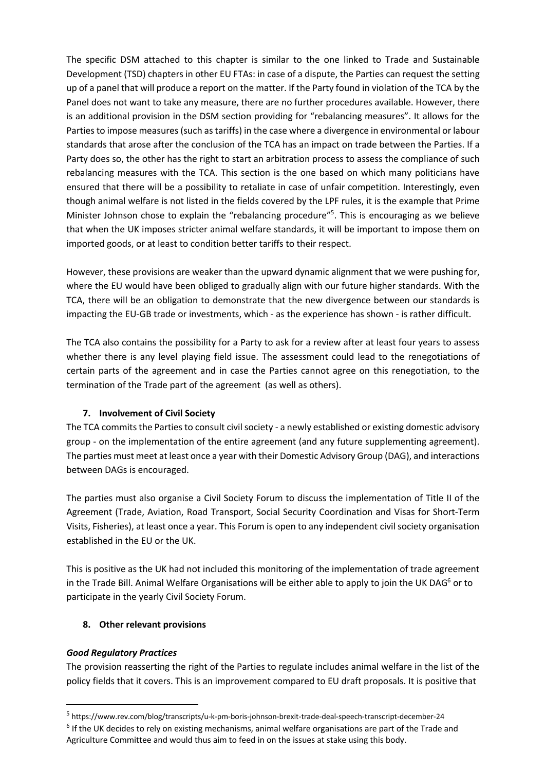The specific DSM attached to this chapter is similar to the one linked to Trade and Sustainable Development (TSD) chapters in other EU FTAs: in case of a dispute, the Parties can request the setting up of a panel that will produce a report on the matter. If the Party found in violation of the TCA by the Panel does not want to take any measure, there are no further procedures available. However, there is an additional provision in the DSM section providing for "rebalancing measures". It allows for the Parties to impose measures (such as tariffs) in the case where a divergence in environmental or labour standards that arose after the conclusion of the TCA has an impact on trade between the Parties. If a Party does so, the other has the right to start an arbitration process to assess the compliance of such rebalancing measures with the TCA. This section is the one based on which many politicians have ensured that there will be a possibility to retaliate in case of unfair competition. Interestingly, even though animal welfare is not listed in the fields covered by the LPF rules, it is the example that Prime Minister Johnson chose to explain the "rebalancing procedure"[5]. This is encouraging as we believe that when the UK imposes stricter animal welfare standards, it will be important to impose them on imported goods, or at least to condition better tariffs to their respect.

However, these provisions are weaker than the upward dynamic alignment that we were pushing for, where the EU would have been obliged to gradually align with our future higher standards. With the TCA, there will be an obligation to demonstrate that the new divergence between our standards is impacting the EU-GB trade or investments, which - as the experience has shown - is rather difficult.

The TCA also contains the possibility for a Party to ask for a review after at least four years to assess whether there is any level playing field issue. The assessment could lead to the renegotiations of certain parts of the agreement and in case the Parties cannot agree on this renegotiation, to the termination of the Trade part of the agreement (as well as others).

## 7. Involvement of Civil Society

The TCA commits the Parties to consult civil society - a newly established or existing domestic advisory group - on the implementation of the entire agreement (and any future supplementing agreement). The parties must meet at least once a year with their Domestic Advisory Group (DAG), and interactions between DAGs is encouraged.

The parties must also organise a Civil Society Forum to discuss the implementation of Title II of the Agreement (Trade, Aviation, Road Transport, Social Security Coordination and Visas for Short-Term Visits, Fisheries), at least once a year. This Forum is open to any independent civil society organisation established in the EU or the UK.

This is positive as the UK had not included this monitoring of the implementation of trade agreement in the Trade Bill. Animal Welfare Organisations will be either able to apply to join the UK DAG[6] or to participate in the yearly Civil Society Forum.

## 8. Other relevant provisions

### *Good Regulatory Practices*

The provision reasserting the right of the Parties to regulate includes animal welfare in the list of the policy fields that it covers. This is an improvement compared to EU draft proposals. It is positive that

---

[5] https://www.rev.com/blog/transcripts/u-k-pm-boris-johnson-brexit-trade-deal-speech-transcript-december-24

[6] If the UK decides to rely on existing mechanisms, animal welfare organisations are part of the Trade and Agriculture Committee and would thus aim to feed in on the issues at stake using this body.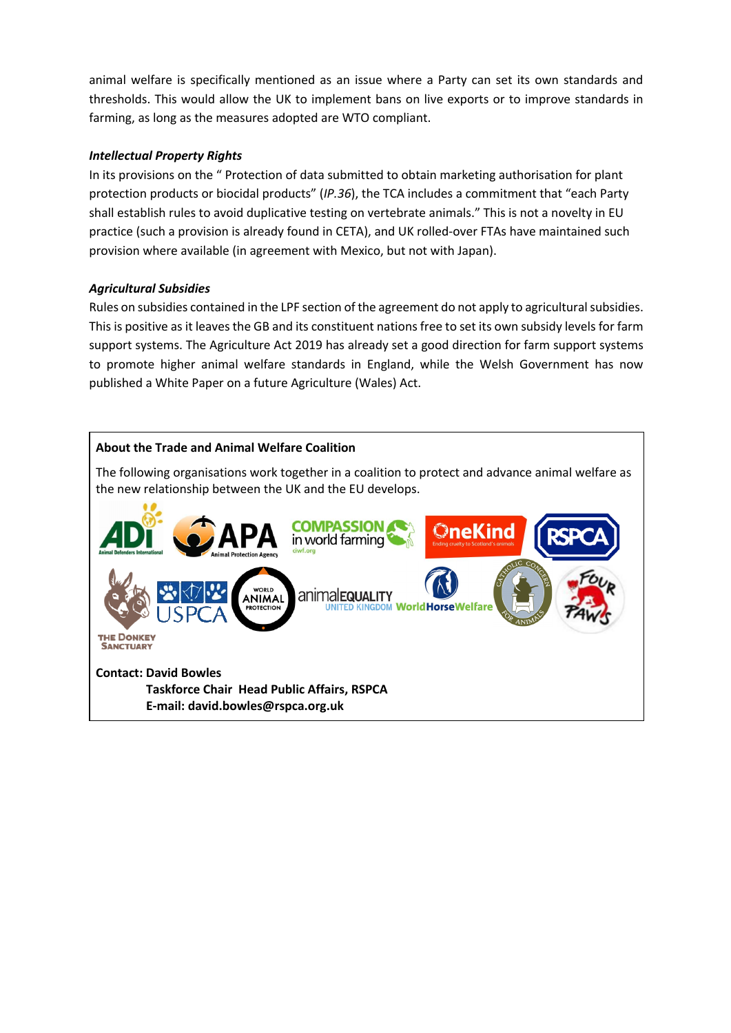animal welfare is specifically mentioned as an issue where a Party can set its own standards and thresholds. This would allow the UK to implement bans on live exports or to improve standards in farming, as long as the measures adopted are WTO compliant.

***Intellectual Property Rights***

In its provisions on the " Protection of data submitted to obtain marketing authorisation for plant protection products or biocidal products" (*IP.36*), the TCA includes a commitment that "each Party shall establish rules to avoid duplicative testing on vertebrate animals." This is not a novelty in EU practice (such a provision is already found in CETA), and UK rolled-over FTAs have maintained such provision where available (in agreement with Mexico, but not with Japan).

***Agricultural Subsidies***

Rules on subsidies contained in the LPF section of the agreement do not apply to agricultural subsidies. This is positive as it leaves the GB and its constituent nations free to set its own subsidy levels for farm support systems. The Agriculture Act 2019 has already set a good direction for farm support systems to promote higher animal welfare standards in England, while the Welsh Government has now published a White Paper on a future Agriculture (Wales) Act.

**About the Trade and Animal Welfare Coalition**

The following organisations work together in a coalition to protect and advance animal welfare as the new relationship between the UK and the EU develops.

ADI Animal Defenders International
APA Animal Protection Agency
COMPASSION in world farming ciwf.org
OneKind Ending cruelty to Scotland's animals
RSPCA
THE DONKEY SANCTUARY
USPCA
WORLD ANIMAL PROTECTION
animalEQUALITY UNITED KINGDOM
WorldHorseWelfare
CATHOLIC CONCERN FOR ANIMALS
FOUR PAWS

**Contact: David Bowles**
**Taskforce Chair Head Public Affairs, RSPCA**
**E-mail: david.bowles@rspca.org.uk**